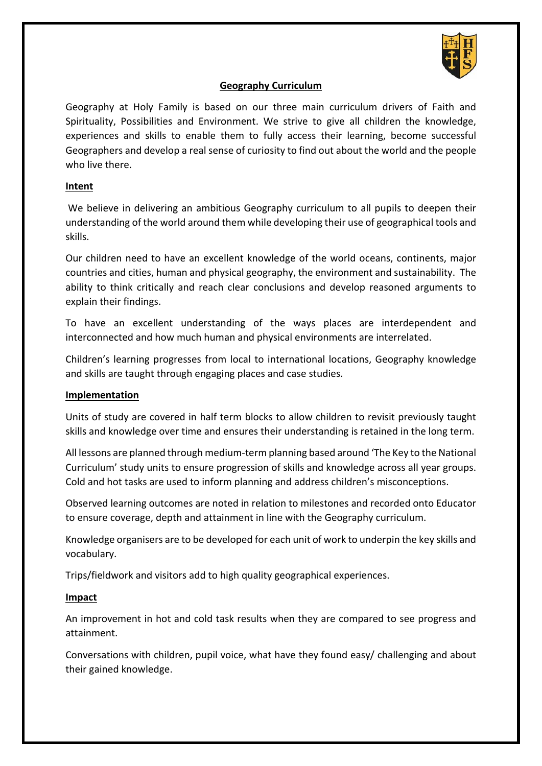# Geography Curriculum

Geography at Holy Family is based on our three main curriculum drivers of Faith and Spirituality, Possibilities and Environment. We strive to give all children the knowledge, experiences and skills to enable them to fully access their learning, become successful Geographers and develop a real sense of curiosity to find out about the world and the people who live there.

## Intent

We believe in delivering an ambitious Geography curriculum to all pupils to deepen their understanding of the world around them while developing their use of geographical tools and skills.

Our children need to have an excellent knowledge of the world oceans, continents, major countries and cities, human and physical geography, the environment and sustainability. The ability to think critically and reach clear conclusions and develop reasoned arguments to explain their findings.

To have an excellent understanding of the ways places are interdependent and interconnected and how much human and physical environments are interrelated.

Children's learning progresses from local to international locations, Geography knowledge and skills are taught through engaging places and case studies.

## Implementation

Units of study are covered in half term blocks to allow children to revisit previously taught skills and knowledge over time and ensures their understanding is retained in the long term.

All lessons are planned through medium-term planning based around 'The Key to the National Curriculum' study units to ensure progression of skills and knowledge across all year groups. Cold and hot tasks are used to inform planning and address children's misconceptions.

Observed learning outcomes are noted in relation to milestones and recorded onto Educator to ensure coverage, depth and attainment in line with the Geography curriculum.

Knowledge organisers are to be developed for each unit of work to underpin the key skills and vocabulary.

Trips/fieldwork and visitors add to high quality geographical experiences.

## Impact

An improvement in hot and cold task results when they are compared to see progress and attainment.

Conversations with children, pupil voice, what have they found easy/ challenging and about their gained knowledge.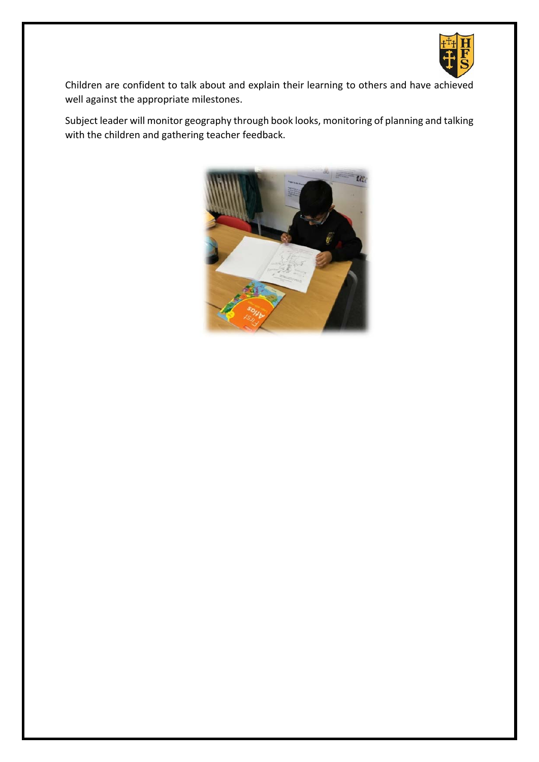Children are confident to talk about and explain their learning to others and have achieved well against the appropriate milestones.

Subject leader will monitor geography through book looks, monitoring of planning and talking with the children and gathering teacher feedback.